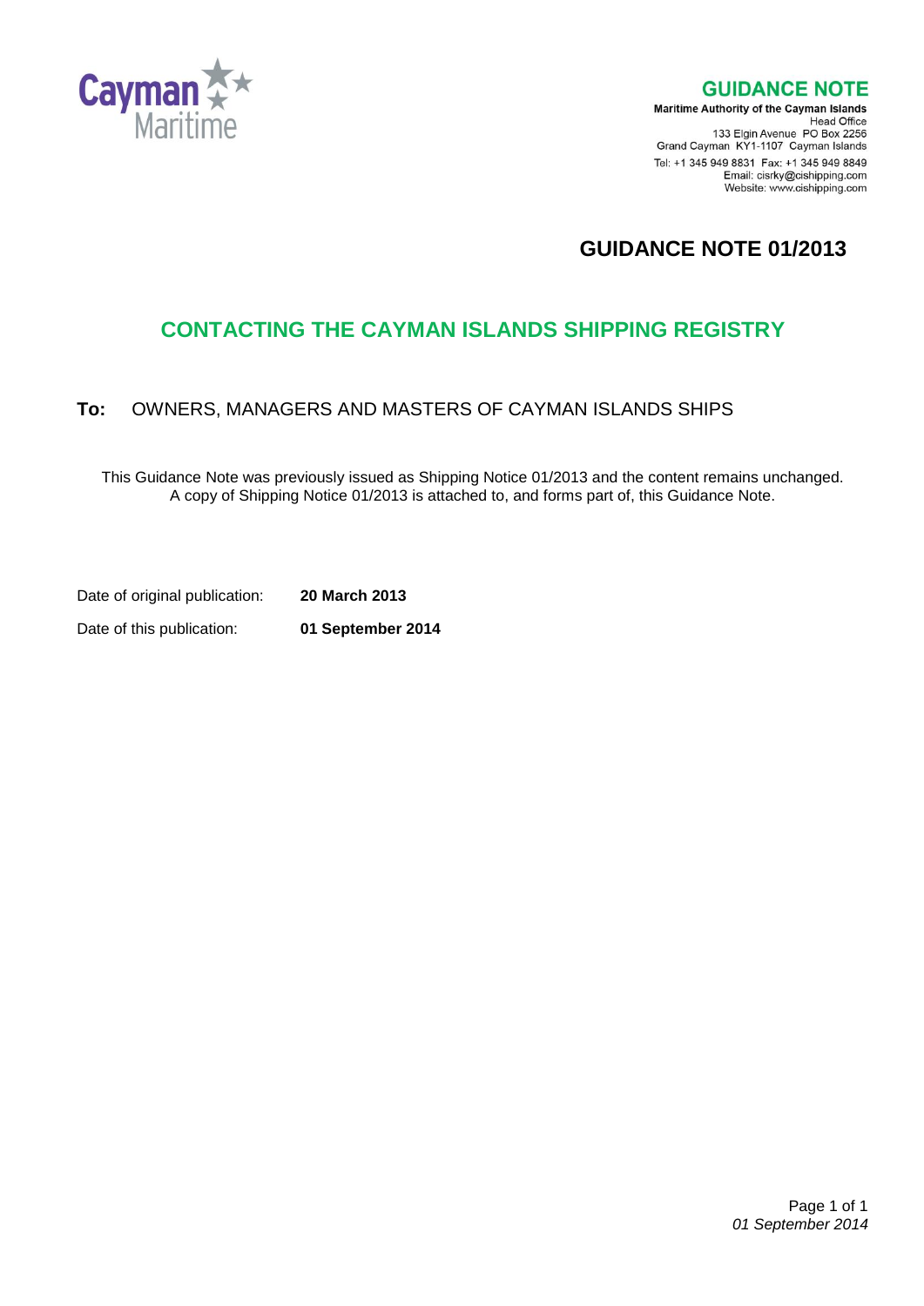Cayman Maritime

## GUIDANCE NOTE

**Maritime Authority of the Cayman Islands**
Head Office
133 Elgin Avenue PO Box 2256
Grand Cayman KY1-1107 Cayman Islands
Tel: +1 345 949 8831 Fax: +1 345 949 8849
Email: cisrky@cishipping.com
Website: www.cishipping.com

# GUIDANCE NOTE 01/2013

## CONTACTING THE CAYMAN ISLANDS SHIPPING REGISTRY

**To:** OWNERS, MANAGERS AND MASTERS OF CAYMAN ISLANDS SHIPS

This Guidance Note was previously issued as Shipping Notice 01/2013 and the content remains unchanged. A copy of Shipping Notice 01/2013 is attached to, and forms part of, this Guidance Note.

Date of original publication: **20 March 2013**

Date of this publication: **01 September 2014**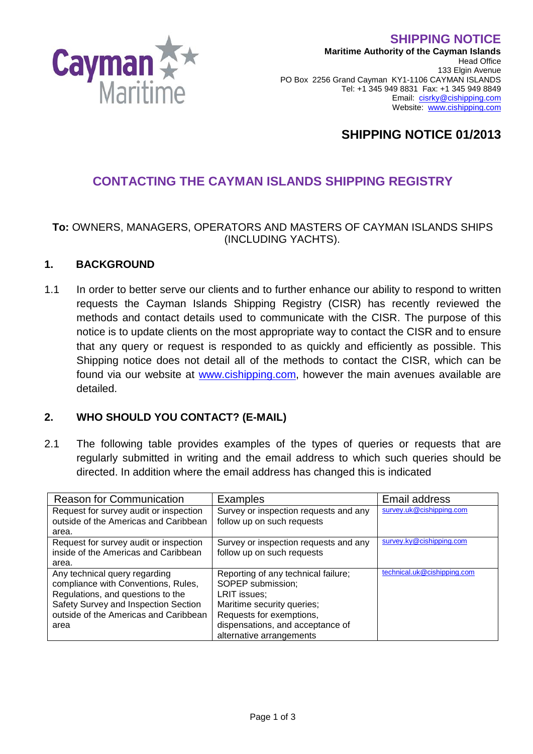Cayman Maritime

**SHIPPING NOTICE**
**Maritime Authority of the Cayman Islands**
Head Office
133 Elgin Avenue
PO Box 2256 Grand Cayman KY1-1106 CAYMAN ISLANDS
Tel: +1 345 949 8831 Fax: +1 345 949 8849
Email: cisrky@cishipping.com
Website: www.cishipping.com

# SHIPPING NOTICE 01/2013

## CONTACTING THE CAYMAN ISLANDS SHIPPING REGISTRY

**To:** OWNERS, MANAGERS, OPERATORS AND MASTERS OF CAYMAN ISLANDS SHIPS (INCLUDING YACHTS).

### 1. BACKGROUND

1.1 In order to better serve our clients and to further enhance our ability to respond to written requests the Cayman Islands Shipping Registry (CISR) has recently reviewed the methods and contact details used to communicate with the CISR. The purpose of this notice is to update clients on the most appropriate way to contact the CISR and to ensure that any query or request is responded to as quickly and efficiently as possible. This Shipping notice does not detail all of the methods to contact the CISR, which can be found via our website at www.cishipping.com, however the main avenues available are detailed.

### 2. WHO SHOULD YOU CONTACT? (E-MAIL)

2.1 The following table provides examples of the types of queries or requests that are regularly submitted in writing and the email address to which such queries should be directed. In addition where the email address has changed this is indicated

| Reason for Communication | Examples | Email address |
|---|---|---|
| Request for survey audit or inspection outside of the Americas and Caribbean area. | Survey or inspection requests and any follow up on such requests | survey.uk@cishipping.com |
| Request for survey audit or inspection inside of the Americas and Caribbean area. | Survey or inspection requests and any follow up on such requests | survey.ky@cishipping.com |
| Any technical query regarding compliance with Conventions, Rules, Regulations, and questions to the Safety Survey and Inspection Section outside of the Americas and Caribbean area | Reporting of any technical failure; SOPEP submission; LRIT issues; Maritime security queries; Requests for exemptions, dispensations, and acceptance of alternative arrangements | technical.uk@cishipping.com |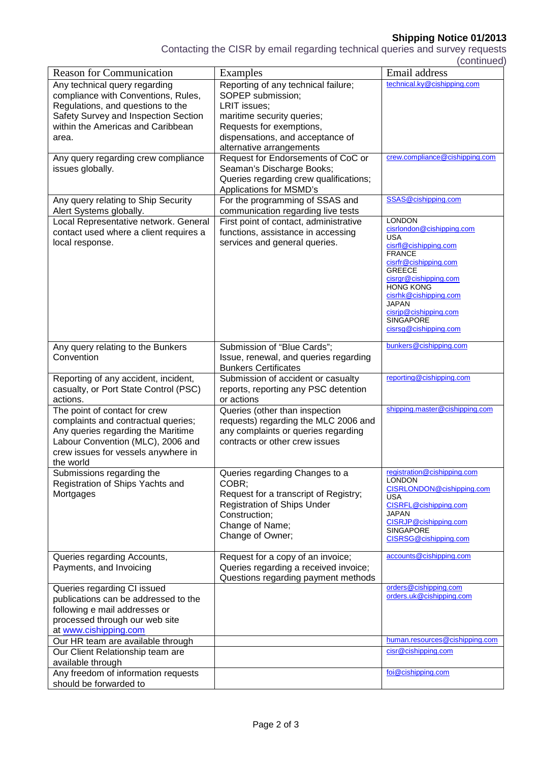**Shipping Notice 01/2013**

Contacting the CISR by email regarding technical queries and survey requests (continued)

| Reason for Communication | Examples | Email address |
|---|---|---|
| Any technical query regarding compliance with Conventions, Rules, Regulations, and questions to the Safety Survey and Inspection Section within the Americas and Caribbean area. | Reporting of any technical failure; SOPEP submission; LRIT issues; maritime security queries; Requests for exemptions, dispensations, and acceptance of alternative arrangements | technical.ky@cishipping.com |
| Any query regarding crew compliance issues globally. | Request for Endorsements of CoC or Seaman's Discharge Books; Queries regarding crew qualifications; Applications for MSMD's | crew.compliance@cishipping.com |
| Any query relating to Ship Security Alert Systems globally. | For the programming of SSAS and communication regarding live tests | SSAS@cishipping.com |
| Local Representative network. General contact used where a client requires a local response. | First point of contact, administrative functions, assistance in accessing services and general queries. | LONDON cisrlondon@cishipping.com USA cisrfl@cishipping.com FRANCE cisrfr@cishipping.com GREECE cisrgr@cishipping.com HONG KONG cisrhk@cishipping.com JAPAN cisrjp@cishipping.com SINGAPORE cisrsg@cishipping.com |
| Any query relating to the Bunkers Convention | Submission of "Blue Cards"; Issue, renewal, and queries regarding Bunkers Certificates | bunkers@cishipping.com |
| Reporting of any accident, incident, casualty, or Port State Control (PSC) actions. | Submission of accident or casualty reports, reporting any PSC detention or actions | reporting@cishipping.com |
| The point of contact for crew complaints and contractual queries; Any queries regarding the Maritime Labour Convention (MLC), 2006 and crew issues for vessels anywhere in the world | Queries (other than inspection requests) regarding the MLC 2006 and any complaints or queries regarding contracts or other crew issues | shipping.master@cishipping.com |
| Submissions regarding the Registration of Ships Yachts and Mortgages | Queries regarding Changes to a COBR; Request for a transcript of Registry; Registration of Ships Under Construction; Change of Name; Change of Owner; | registration@cishipping.com LONDON CISRLONDON@cishipping.com USA CISRFL@cishipping.com JAPAN CISRJP@cishipping.com SINGAPORE CISRSG@cishipping.com |
| Queries regarding Accounts, Payments, and Invoicing | Request for a copy of an invoice; Queries regarding a received invoice; Questions regarding payment methods | accounts@cishipping.com |
| Queries regarding CI issued publications can be addressed to the following e mail addresses or processed through our web site at www.cishipping.com | | orders@cishipping.com orders.uk@cishipping.com |
| Our HR team are available through | | human.resources@cishipping.com |
| Our Client Relationship team are available through | | cisr@cishipping.com |
| Any freedom of information requests should be forwarded to | | foi@cishipping.com |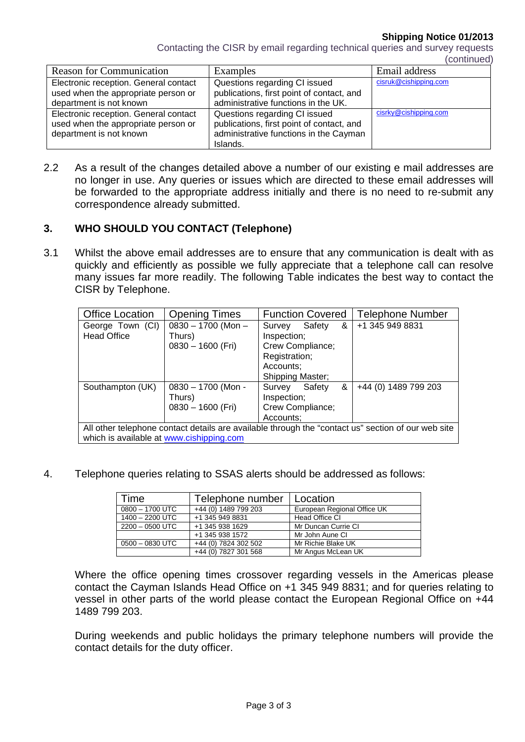Contacting the CISR by email regarding technical queries and survey requests (continued)

| Reason for Communication | Examples | Email address |
| --- | --- | --- |
| Electronic reception. General contact used when the appropriate person or department is not known | Questions regarding CI issued publications, first point of contact, and administrative functions in the UK. | cisruk@cishipping.com |
| Electronic reception. General contact used when the appropriate person or department is not known | Questions regarding CI issued publications, first point of contact, and administrative functions in the Cayman Islands. | cisrky@cishipping.com |

2.2 As a result of the changes detailed above a number of our existing e mail addresses are no longer in use. Any queries or issues which are directed to these email addresses will be forwarded to the appropriate address initially and there is no need to re-submit any correspondence already submitted.

## 3. WHO SHOULD YOU CONTACT (Telephone)

3.1 Whilst the above email addresses are to ensure that any communication is dealt with as quickly and efficiently as possible we fully appreciate that a telephone call can resolve many issues far more readily. The following Table indicates the best way to contact the CISR by Telephone.

| Office Location | Opening Times | Function Covered | Telephone Number |
| --- | --- | --- | --- |
| George Town (CI) Head Office | 0830 – 1700 (Mon – Thurs) 0830 – 1600 (Fri) | Survey Safety & Inspection; Crew Compliance; Registration; Accounts; Shipping Master; | +1 345 949 8831 |
| Southampton (UK) | 0830 – 1700 (Mon - Thurs) 0830 – 1600 (Fri) | Survey Safety & Inspection; Crew Compliance; Accounts; | +44 (0) 1489 799 203 |
| All other telephone contact details are available through the "contact us" section of our web site which is available at www.cishipping.com | | | |

4. Telephone queries relating to SSAS alerts should be addressed as follows:

| Time | Telephone number | Location |
| --- | --- | --- |
| 0800 – 1700 UTC | +44 (0) 1489 799 203 | European Regional Office UK |
| 1400 – 2200 UTC | +1 345 949 8831 | Head Office CI |
| 2200 – 0500 UTC | +1 345 938 1629 | Mr Duncan Currie CI |
| | +1 345 938 1572 | Mr John Aune CI |
| 0500 – 0830 UTC | +44 (0) 7824 302 502 | Mr Richie Blake UK |
| | +44 (0) 7827 301 568 | Mr Angus McLean UK |

Where the office opening times crossover regarding vessels in the Americas please contact the Cayman Islands Head Office on +1 345 949 8831; and for queries relating to vessel in other parts of the world please contact the European Regional Office on +44 1489 799 203.

During weekends and public holidays the primary telephone numbers will provide the contact details for the duty officer.